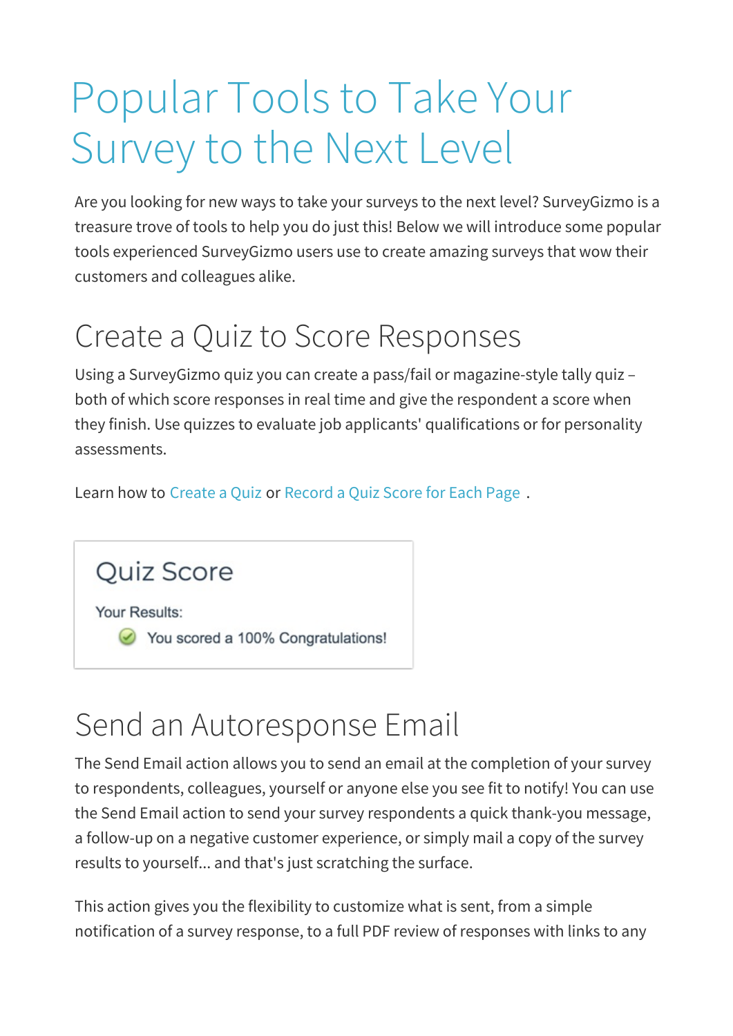# Popular Tools to Take Your Survey to the Next Level

Are you looking for new ways to take your surveys to the next level? SurveyGizmo is a treasure trove of tools to help you do just this! Below we will introduce some popular tools experienced SurveyGizmo users use to create amazing surveys that wow their customers and colleagues alike.

## Create a Quiz to Score Responses

Using a SurveyGizmo quiz you can create a pass/fail or magazine-style tally quiz – both of which score responses in real time and give the respondent a score when they finish. Use quizzes to evaluate job applicants' qualifications or for personality assessments.

Learn how to Create a Quiz or Record a Quiz Score for Each Page .

Quiz Score

Your Results:

You scored a 100% Congratulations!

## Send an Autoresponse Email

The Send Email action allows you to send an email at the completion of your survey to respondents, colleagues, yourself or anyone else you see fit to notify! You can use the Send Email action to send your survey respondents a quick thank-you message, a follow-up on a negative customer experience, or simply mail a copy of the survey results to yourself... and that's just scratching the surface.

This action gives you the flexibility to customize what is sent, from a simple notification of a survey response, to a full PDF review of responses with links to any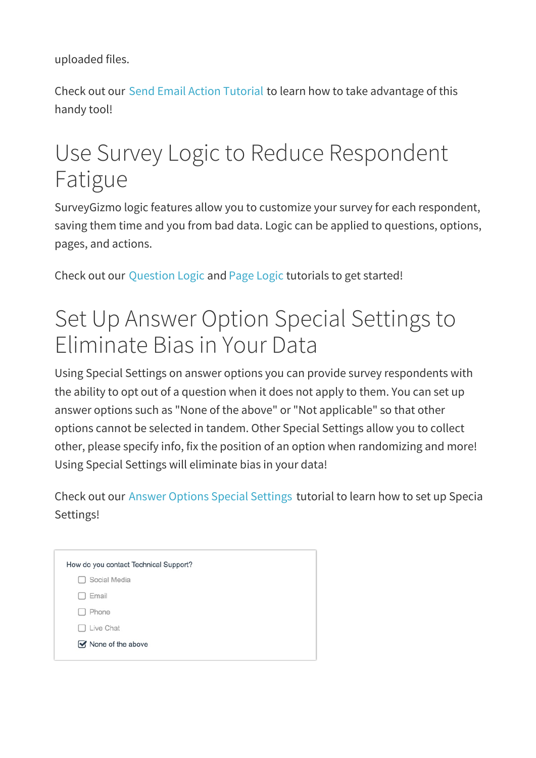uploaded files.

Check out our Send Email Action Tutorial to learn how to take advantage of this handy tool!

# Use Survey Logic to Reduce Respondent Fatigue

SurveyGizmo logic features allow you to customize your survey for each respondent, saving them time and you from bad data. Logic can be applied to questions, options, pages, and actions.

Check out our Question Logic and Page Logic tutorials to get started!

# Set Up Answer Option Special Settings to Eliminate Bias in Your Data

Using Special Settings on answer options you can provide survey respondents with the ability to opt out of a question when it does not apply to them. You can set up answer options such as "None of the above" or "Not applicable" so that other options cannot be selected in tandem. Other Special Settings allow you to collect other, please specify info, fix the position of an option when randomizing and more! Using Special Settings will eliminate bias in your data!

Check out our Answer Options Special Settings tutorial to learn how to set up Specia Settings!

How do you contact Technical Support?

- [ ] Social Media
- [ ] Email
- [ ] Phone
- [ ] Live Chat
- [x] None of the above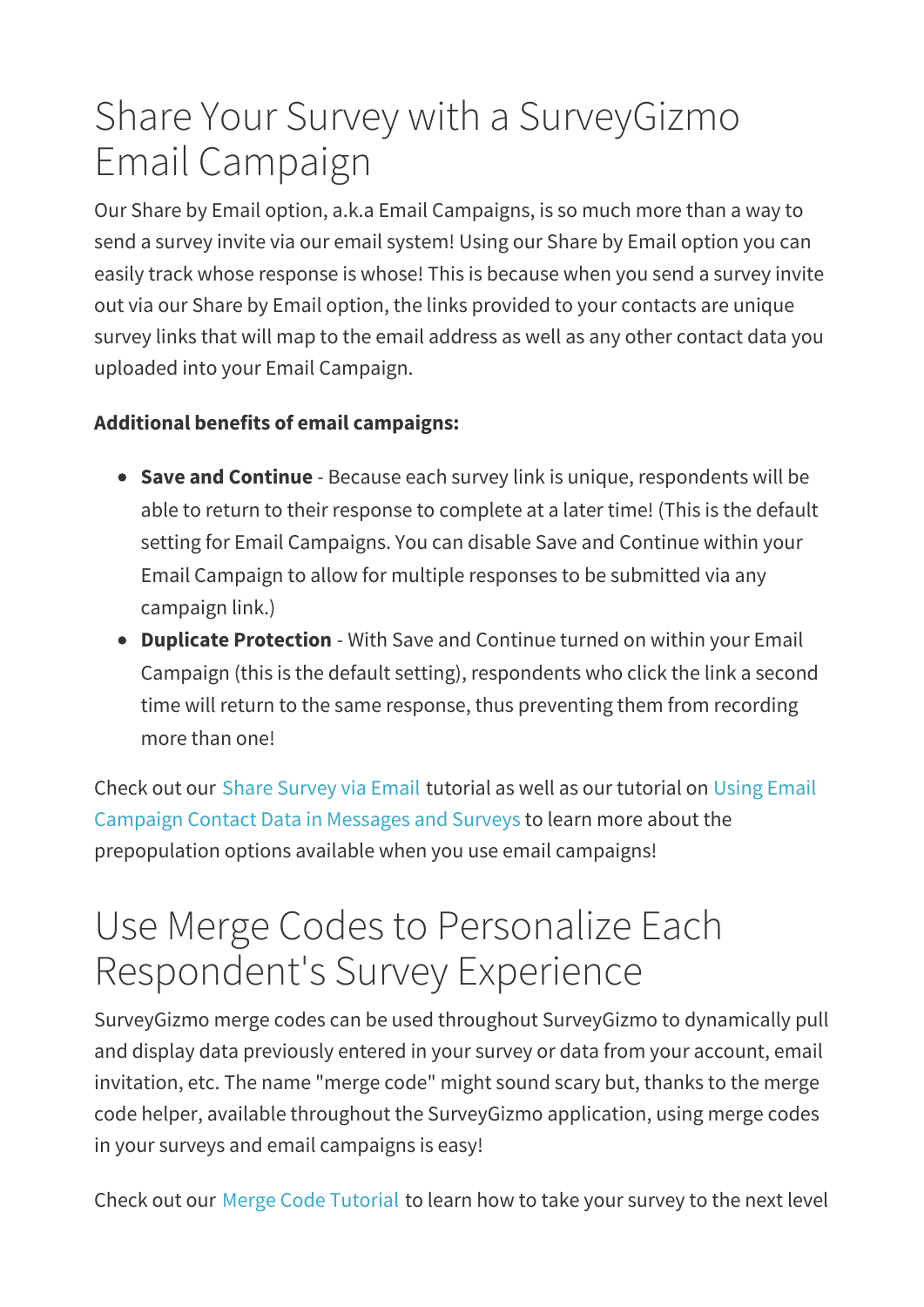# Share Your Survey with a SurveyGizmo Email Campaign

Our Share by Email option, a.k.a Email Campaigns, is so much more than a way to send a survey invite via our email system! Using our Share by Email option you can easily track whose response is whose! This is because when you send a survey invite out via our Share by Email option, the links provided to your contacts are unique survey links that will map to the email address as well as any other contact data you uploaded into your Email Campaign.

**Additional benefits of email campaigns:**

- **Save and Continue** - Because each survey link is unique, respondents will be able to return to their response to complete at a later time! (This is the default setting for Email Campaigns. You can disable Save and Continue within your Email Campaign to allow for multiple responses to be submitted via any campaign link.)
- **Duplicate Protection** - With Save and Continue turned on within your Email Campaign (this is the default setting), respondents who click the link a second time will return to the same response, thus preventing them from recording more than one!

Check out our Share Survey via Email tutorial as well as our tutorial on Using Email Campaign Contact Data in Messages and Surveys to learn more about the prepopulation options available when you use email campaigns!

# Use Merge Codes to Personalize Each Respondent's Survey Experience

SurveyGizmo merge codes can be used throughout SurveyGizmo to dynamically pull and display data previously entered in your survey or data from your account, email invitation, etc. The name "merge code" might sound scary but, thanks to the merge code helper, available throughout the SurveyGizmo application, using merge codes in your surveys and email campaigns is easy!

Check out our Merge Code Tutorial to learn how to take your survey to the next level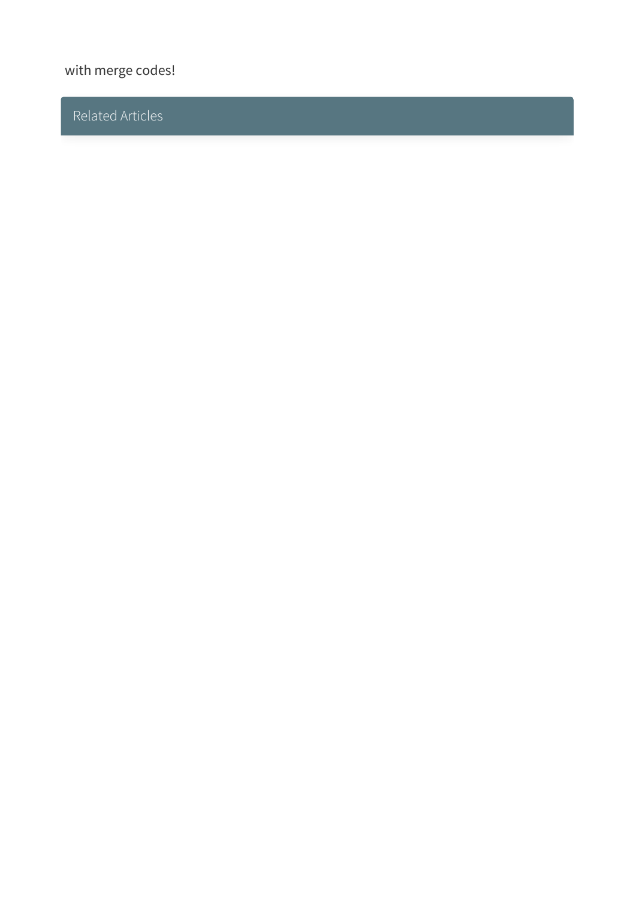with merge codes!

## Related Articles